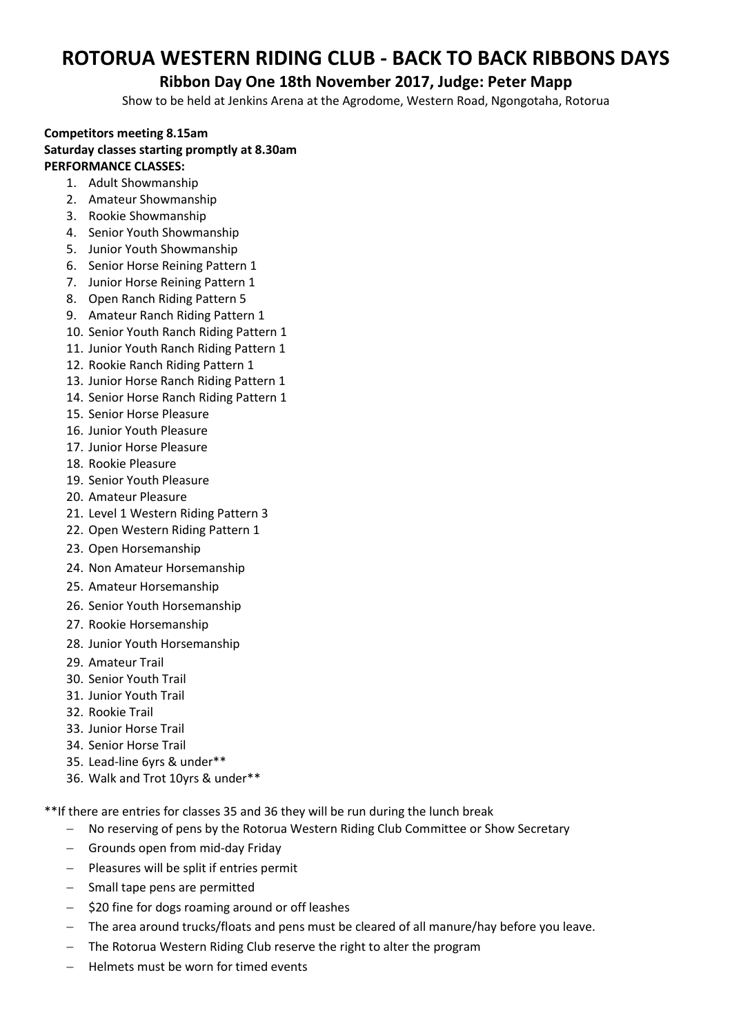# ROTORUA WESTERN RIDING CLUB - BACK TO BACK RIBBONS DAYS

## Ribbon Day One 18th November 2017, Judge: Peter Mapp

Show to be held at Jenkins Arena at the Agrodome, Western Road, Ngongotaha, Rotorua

**Competitors meeting 8.15am**
**Saturday classes starting promptly at 8.30am**
**PERFORMANCE CLASSES:**

1. Adult Showmanship
2. Amateur Showmanship
3. Rookie Showmanship
4. Senior Youth Showmanship
5. Junior Youth Showmanship
6. Senior Horse Reining Pattern 1
7. Junior Horse Reining Pattern 1
8. Open Ranch Riding Pattern 5
9. Amateur Ranch Riding Pattern 1
10. Senior Youth Ranch Riding Pattern 1
11. Junior Youth Ranch Riding Pattern 1
12. Rookie Ranch Riding Pattern 1
13. Junior Horse Ranch Riding Pattern 1
14. Senior Horse Ranch Riding Pattern 1
15. Senior Horse Pleasure
16. Junior Youth Pleasure
17. Junior Horse Pleasure
18. Rookie Pleasure
19. Senior Youth Pleasure
20. Amateur Pleasure
21. Level 1 Western Riding Pattern 3
22. Open Western Riding Pattern 1
23. Open Horsemanship
24. Non Amateur Horsemanship
25. Amateur Horsemanship
26. Senior Youth Horsemanship
27. Rookie Horsemanship
28. Junior Youth Horsemanship
29. Amateur Trail
30. Senior Youth Trail
31. Junior Youth Trail
32. Rookie Trail
33. Junior Horse Trail
34. Senior Horse Trail
35. Lead-line 6yrs & under**
36. Walk and Trot 10yrs & under**

**If there are entries for classes 35 and 36 they will be run during the lunch break

- No reserving of pens by the Rotorua Western Riding Club Committee or Show Secretary
- Grounds open from mid-day Friday
- Pleasures will be split if entries permit
- Small tape pens are permitted
- $20 fine for dogs roaming around or off leashes
- The area around trucks/floats and pens must be cleared of all manure/hay before you leave.
- The Rotorua Western Riding Club reserve the right to alter the program
- Helmets must be worn for timed events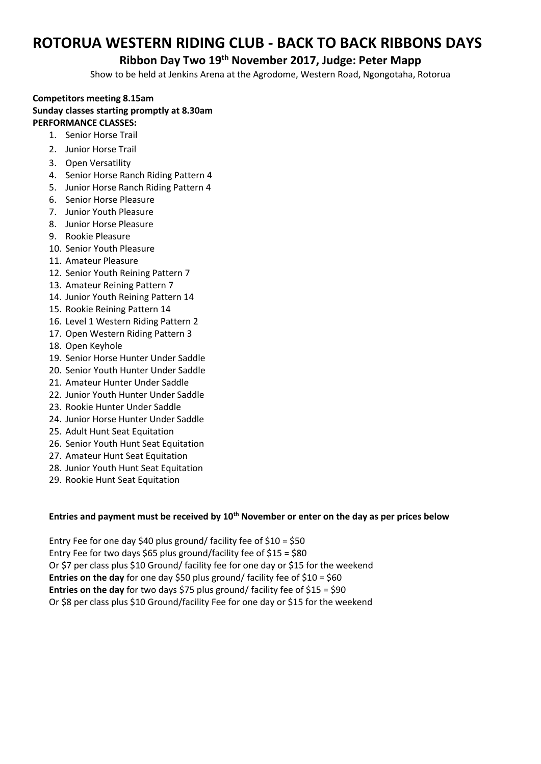# ROTORUA WESTERN RIDING CLUB - BACK TO BACK RIBBONS DAYS

## Ribbon Day Two 19th November 2017, Judge: Peter Mapp

Show to be held at Jenkins Arena at the Agrodome, Western Road, Ngongotaha, Rotorua

**Competitors meeting 8.15am**
**Sunday classes starting promptly at 8.30am**
**PERFORMANCE CLASSES:**

1. Senior Horse Trail
2. Junior Horse Trail
3. Open Versatility
4. Senior Horse Ranch Riding Pattern 4
5. Junior Horse Ranch Riding Pattern 4
6. Senior Horse Pleasure
7. Junior Youth Pleasure
8. Junior Horse Pleasure
9. Rookie Pleasure
10. Senior Youth Pleasure
11. Amateur Pleasure
12. Senior Youth Reining Pattern 7
13. Amateur Reining Pattern 7
14. Junior Youth Reining Pattern 14
15. Rookie Reining Pattern 14
16. Level 1 Western Riding Pattern 2
17. Open Western Riding Pattern 3
18. Open Keyhole
19. Senior Horse Hunter Under Saddle
20. Senior Youth Hunter Under Saddle
21. Amateur Hunter Under Saddle
22. Junior Youth Hunter Under Saddle
23. Rookie Hunter Under Saddle
24. Junior Horse Hunter Under Saddle
25. Adult Hunt Seat Equitation
26. Senior Youth Hunt Seat Equitation
27. Amateur Hunt Seat Equitation
28. Junior Youth Hunt Seat Equitation
29. Rookie Hunt Seat Equitation

**Entries and payment must be received by 10th November or enter on the day as per prices below**

Entry Fee for one day $40 plus ground/ facility fee of $10 = $50
Entry Fee for two days $65 plus ground/facility fee of $15 = $80
Or $7 per class plus $10 Ground/ facility fee for one day or $15 for the weekend
**Entries on the day** for one day $50 plus ground/ facility fee of $10 = $60
**Entries on the day** for two days $75 plus ground/ facility fee of $15 = $90
Or $8 per class plus $10 Ground/facility Fee for one day or $15 for the weekend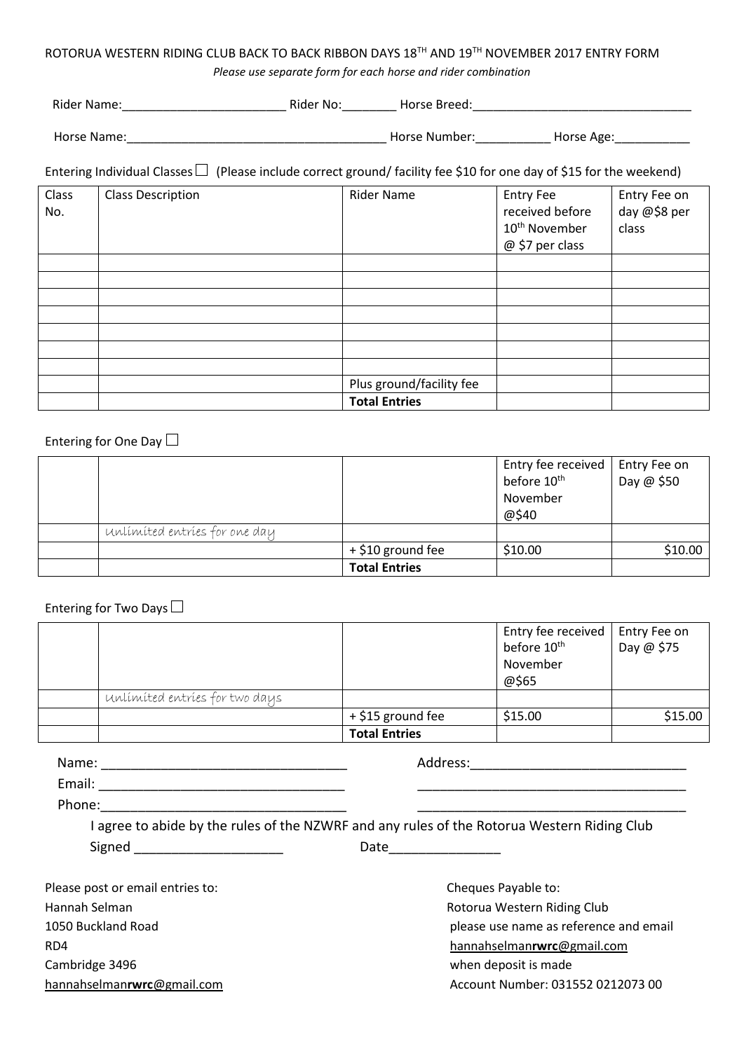ROTORUA WESTERN RIDING CLUB BACK TO BACK RIBBON DAYS 18TH AND 19TH NOVEMBER 2017 ENTRY FORM

*Please use separate form for each horse and rider combination*

Rider Name:________________________ Rider No:________ Horse Breed:________________________________

Horse Name:______________________________________ Horse Number:___________ Horse Age:___________

Entering Individual Classes ☐ (Please include correct ground/ facility fee $10 for one day of $15 for the weekend)

| Class No. | Class Description | Rider Name | Entry Fee received before 10th November @ $7 per class | Entry Fee on day @$8 per class |
|---|---|---|---|---|
| | | | | |
| | | | | |
| | | | | |
| | | | | |
| | | | | |
| | | | | |
| | | | | |
| | | Plus ground/facility fee | | |
| | | **Total Entries** | | |

Entering for One Day ☐

| | | | Entry fee received before 10th November @$40 | Entry Fee on Day @ $50 |
|---|---|---|---|---|
| | *Unlimited entries for one day* | | | |
| | | + $10 ground fee | $10.00 | $10.00 |
| | | **Total Entries** | | |

Entering for Two Days ☐

| | | | Entry fee received before 10th November @$65 | Entry Fee on Day @ $75 |
|---|---|---|---|---|
| | *Unlimited entries for two days* | | | |
| | | + $15 ground fee | $15.00 | $15.00 |
| | | **Total Entries** | | |

Name: _________________________________ Address:_____________________________

Email: _________________________________ _____________________________________

Phone:_________________________________ _____________________________________

I agree to abide by the rules of the NZWRF and any rules of the Rotorua Western Riding Club

Signed ____________________ Date_______________

Please post or email entries to:
Hannah Selman
1050 Buckland Road
RD4
Cambridge 3496
hannahselman**rwrc**@gmail.com

Cheques Payable to:
Rotorua Western Riding Club
please use name as reference and email
hannahselman**rwrc**@gmail.com
when deposit is made
Account Number: 031552 0212073 00